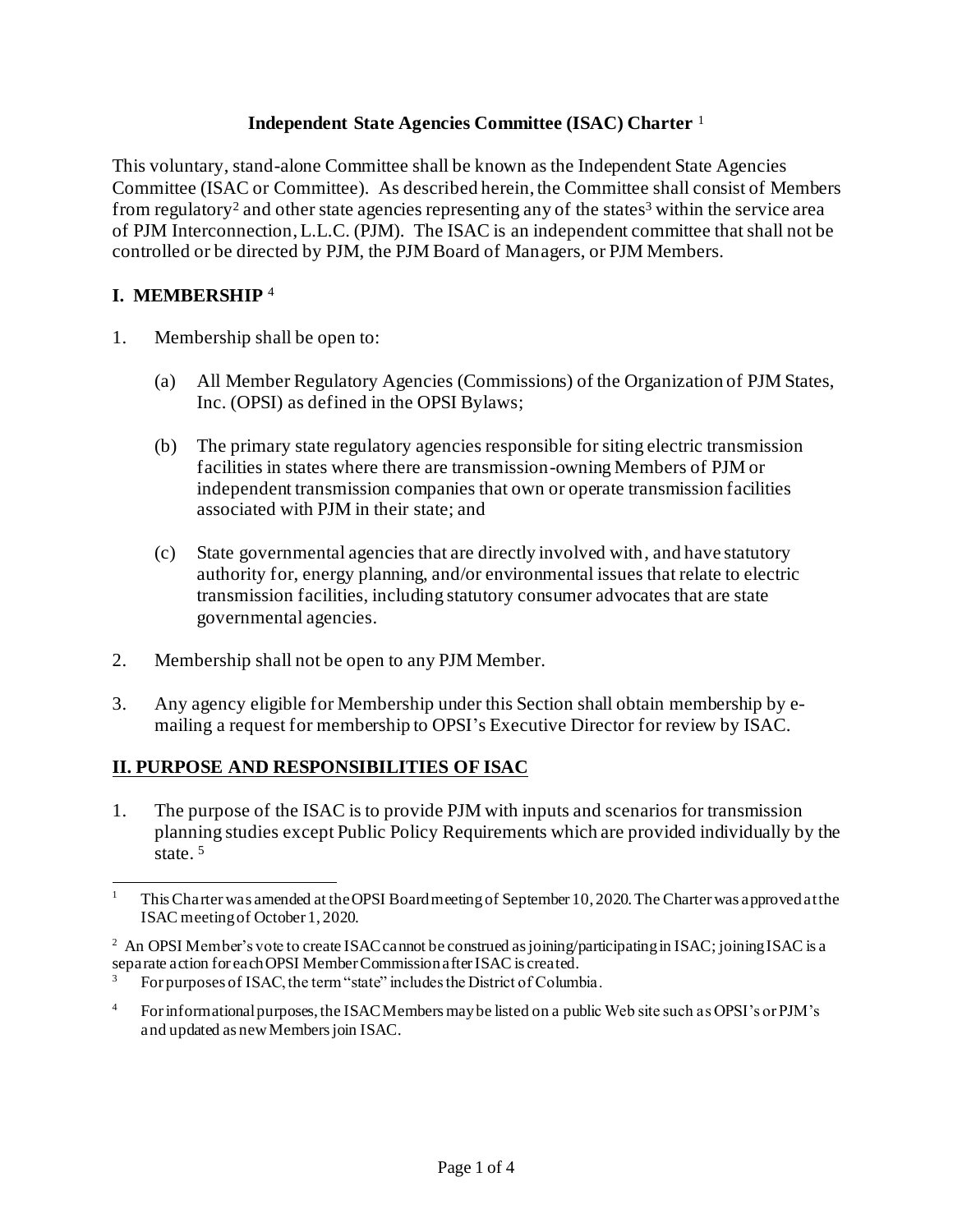# Independent State Agencies Committee (ISAC) Charter [1]

This voluntary, stand-alone Committee shall be known as the Independent State Agencies Committee (ISAC or Committee). As described herein, the Committee shall consist of Members from regulatory[2] and other state agencies representing any of the states[3] within the service area of PJM Interconnection, L.L.C. (PJM). The ISAC is an independent committee that shall not be controlled or be directed by PJM, the PJM Board of Managers, or PJM Members.

## I. MEMBERSHIP [4]

1. Membership shall be open to:

   (a) All Member Regulatory Agencies (Commissions) of the Organization of PJM States, Inc. (OPSI) as defined in the OPSI Bylaws;

   (b) The primary state regulatory agencies responsible for siting electric transmission facilities in states where there are transmission-owning Members of PJM or independent transmission companies that own or operate transmission facilities associated with PJM in their state; and

   (c) State governmental agencies that are directly involved with, and have statutory authority for, energy planning, and/or environmental issues that relate to electric transmission facilities, including statutory consumer advocates that are state governmental agencies.

2. Membership shall not be open to any PJM Member.

3. Any agency eligible for Membership under this Section shall obtain membership by e-mailing a request for membership to OPSI's Executive Director for review by ISAC.

## II. PURPOSE AND RESPONSIBILITIES OF ISAC

1. The purpose of the ISAC is to provide PJM with inputs and scenarios for transmission planning studies except Public Policy Requirements which are provided individually by the state. [5]

---

[1] This Charter was amended at the OPSI Board meeting of September 10, 2020. The Charter was approved at the ISAC meeting of October 1, 2020.

[2] An OPSI Member's vote to create ISAC cannot be construed as joining/participating in ISAC; joining ISAC is a separate action for each OPSI Member Commission after ISAC is created.

[3] For purposes of ISAC, the term "state" includes the District of Columbia.

[4] For informational purposes, the ISAC Members may be listed on a public Web site such as OPSI's or PJM's and updated as new Members join ISAC.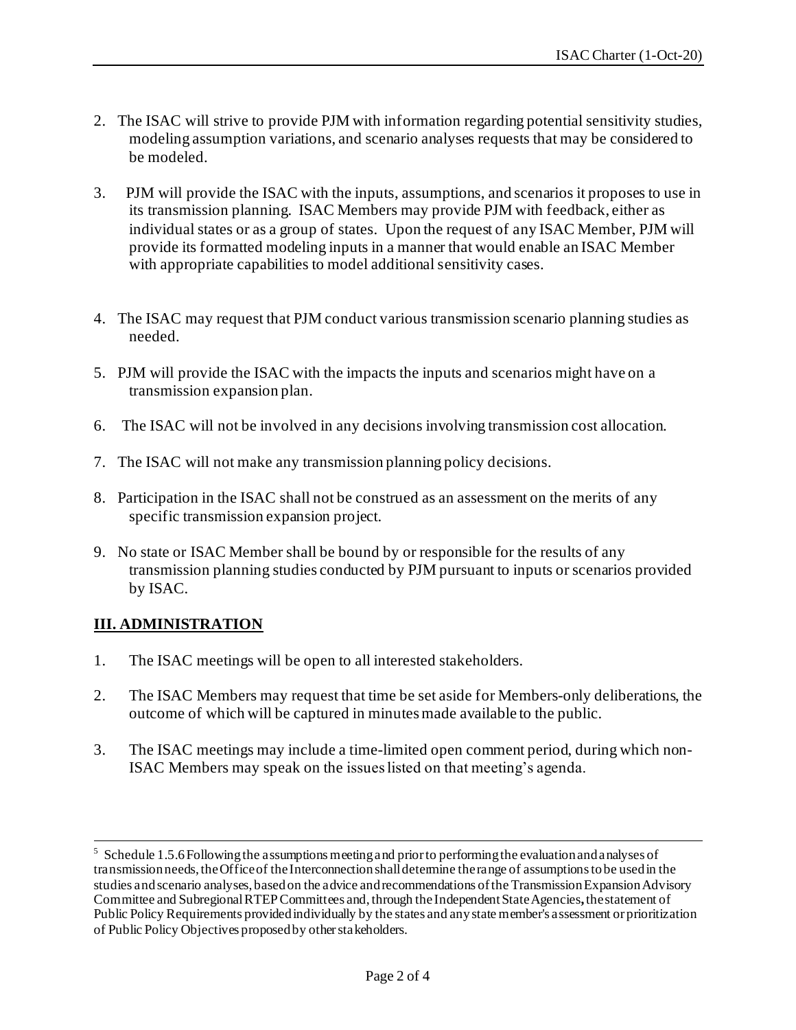2. The ISAC will strive to provide PJM with information regarding potential sensitivity studies, modeling assumption variations, and scenario analyses requests that may be considered to be modeled.

3. PJM will provide the ISAC with the inputs, assumptions, and scenarios it proposes to use in its transmission planning. ISAC Members may provide PJM with feedback, either as individual states or as a group of states. Upon the request of any ISAC Member, PJM will provide its formatted modeling inputs in a manner that would enable an ISAC Member with appropriate capabilities to model additional sensitivity cases.

4. The ISAC may request that PJM conduct various transmission scenario planning studies as needed.

5. PJM will provide the ISAC with the impacts the inputs and scenarios might have on a transmission expansion plan.

6. The ISAC will not be involved in any decisions involving transmission cost allocation.

7. The ISAC will not make any transmission planning policy decisions.

8. Participation in the ISAC shall not be construed as an assessment on the merits of any specific transmission expansion project.

9. No state or ISAC Member shall be bound by or responsible for the results of any transmission planning studies conducted by PJM pursuant to inputs or scenarios provided by ISAC.

## III. ADMINISTRATION

1. The ISAC meetings will be open to all interested stakeholders.

2. The ISAC Members may request that time be set aside for Members-only deliberations, the outcome of which will be captured in minutes made available to the public.

3. The ISAC meetings may include a time-limited open comment period, during which non-ISAC Members may speak on the issues listed on that meeting's agenda.

---

[5] Schedule 1.5.6 Following the assumptions meeting and prior to performing the evaluation and analyses of transmission needs, the Office of the Interconnection shall determine the range of assumptions to be used in the studies and scenario analyses, based on the advice and recommendations of the Transmission Expansion Advisory Committee and Subregional RTEP Committees and, through the Independent State Agencies**,** the statement of Public Policy Requirements provided individually by the states and any state member's assessment or prioritization of Public Policy Objectives proposed by other stakeholders.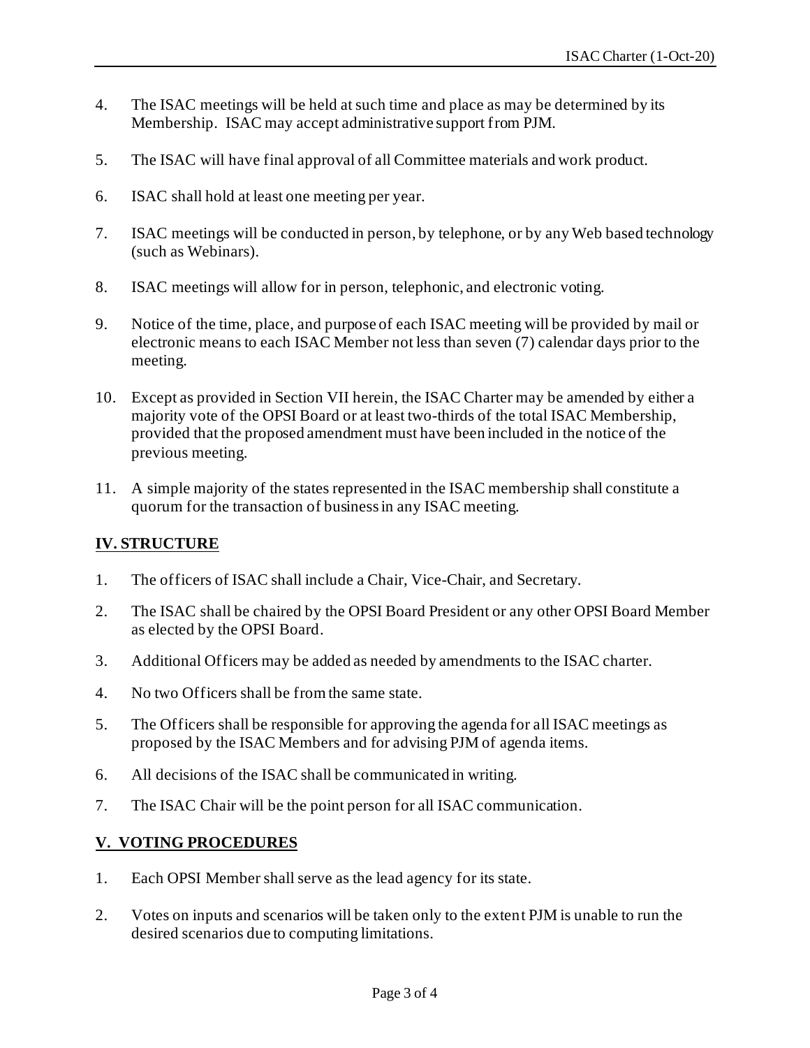4. The ISAC meetings will be held at such time and place as may be determined by its Membership. ISAC may accept administrative support from PJM.

5. The ISAC will have final approval of all Committee materials and work product.

6. ISAC shall hold at least one meeting per year.

7. ISAC meetings will be conducted in person, by telephone, or by any Web based technology (such as Webinars).

8. ISAC meetings will allow for in person, telephonic, and electronic voting.

9. Notice of the time, place, and purpose of each ISAC meeting will be provided by mail or electronic means to each ISAC Member not less than seven (7) calendar days prior to the meeting.

10. Except as provided in Section VII herein, the ISAC Charter may be amended by either a majority vote of the OPSI Board or at least two-thirds of the total ISAC Membership, provided that the proposed amendment must have been included in the notice of the previous meeting.

11. A simple majority of the states represented in the ISAC membership shall constitute a quorum for the transaction of business in any ISAC meeting.

## IV. STRUCTURE

1. The officers of ISAC shall include a Chair, Vice-Chair, and Secretary.

2. The ISAC shall be chaired by the OPSI Board President or any other OPSI Board Member as elected by the OPSI Board.

3. Additional Officers may be added as needed by amendments to the ISAC charter.

4. No two Officers shall be from the same state.

5. The Officers shall be responsible for approving the agenda for all ISAC meetings as proposed by the ISAC Members and for advising PJM of agenda items.

6. All decisions of the ISAC shall be communicated in writing.

7. The ISAC Chair will be the point person for all ISAC communication.

## V. VOTING PROCEDURES

1. Each OPSI Member shall serve as the lead agency for its state.

2. Votes on inputs and scenarios will be taken only to the extent PJM is unable to run the desired scenarios due to computing limitations.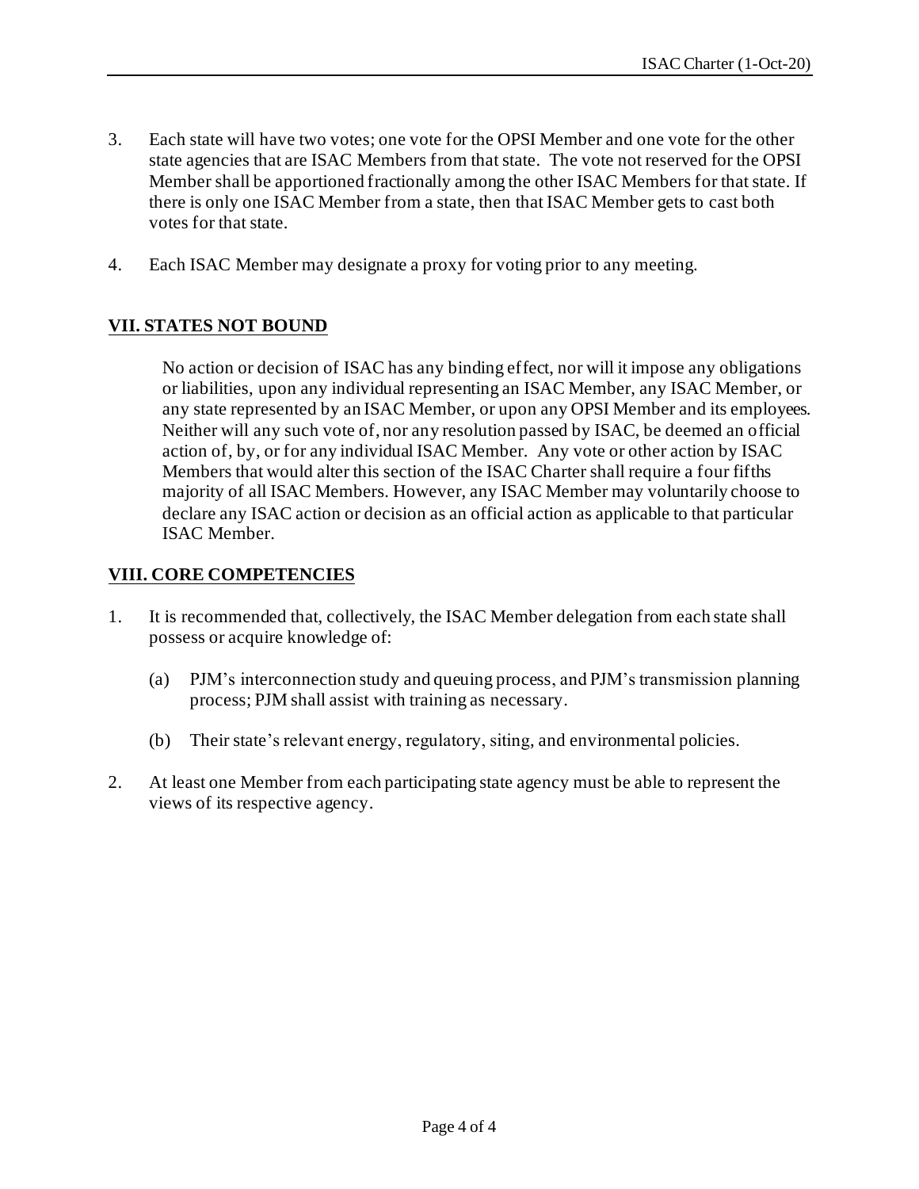3. Each state will have two votes; one vote for the OPSI Member and one vote for the other state agencies that are ISAC Members from that state. The vote not reserved for the OPSI Member shall be apportioned fractionally among the other ISAC Members for that state. If there is only one ISAC Member from a state, then that ISAC Member gets to cast both votes for that state.

4. Each ISAC Member may designate a proxy for voting prior to any meeting.

## VII. STATES NOT BOUND

No action or decision of ISAC has any binding effect, nor will it impose any obligations or liabilities, upon any individual representing an ISAC Member, any ISAC Member, or any state represented by an ISAC Member, or upon any OPSI Member and its employees. Neither will any such vote of, nor any resolution passed by ISAC, be deemed an official action of, by, or for any individual ISAC Member. Any vote or other action by ISAC Members that would alter this section of the ISAC Charter shall require a four fifths majority of all ISAC Members. However, any ISAC Member may voluntarily choose to declare any ISAC action or decision as an official action as applicable to that particular ISAC Member.

## VIII. CORE COMPETENCIES

1. It is recommended that, collectively, the ISAC Member delegation from each state shall possess or acquire knowledge of:

   (a) PJM's interconnection study and queuing process, and PJM's transmission planning process; PJM shall assist with training as necessary.

   (b) Their state's relevant energy, regulatory, siting, and environmental policies.

2. At least one Member from each participating state agency must be able to represent the views of its respective agency.